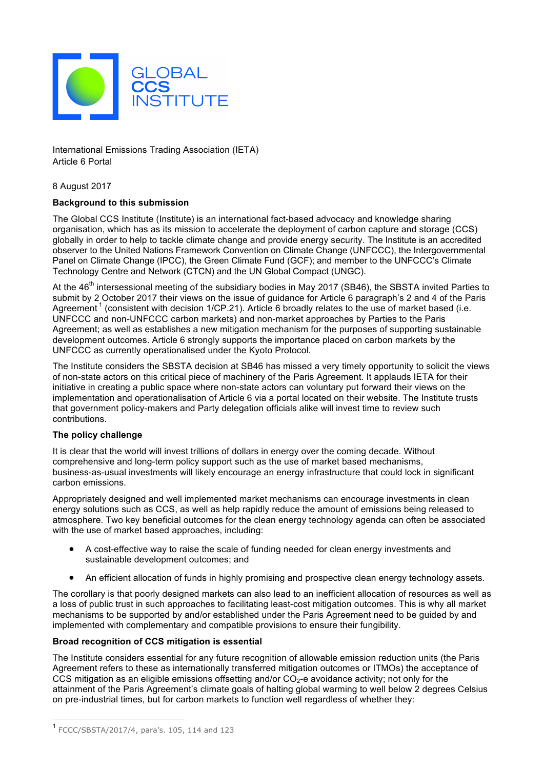GLOBAL CCS INSTITUTE

International Emissions Trading Association (IETA)
Article 6 Portal

8 August 2017

**Background to this submission**

The Global CCS Institute (Institute) is an international fact-based advocacy and knowledge sharing organisation, which has as its mission to accelerate the deployment of carbon capture and storage (CCS) globally in order to help to tackle climate change and provide energy security. The Institute is an accredited observer to the United Nations Framework Convention on Climate Change (UNFCCC), the Intergovernmental Panel on Climate Change (IPCC), the Green Climate Fund (GCF); and member to the UNFCCC's Climate Technology Centre and Network (CTCN) and the UN Global Compact (UNGC).

At the 46th intersessional meeting of the subsidiary bodies in May 2017 (SB46), the SBSTA invited Parties to submit by 2 October 2017 their views on the issue of guidance for Article 6 paragraph's 2 and 4 of the Paris Agreement [1] (consistent with decision 1/CP.21). Article 6 broadly relates to the use of market based (i.e. UNFCCC and non-UNFCCC carbon markets) and non-market approaches by Parties to the Paris Agreement; as well as establishes a new mitigation mechanism for the purposes of supporting sustainable development outcomes. Article 6 strongly supports the importance placed on carbon markets by the UNFCCC as currently operationalised under the Kyoto Protocol.

The Institute considers the SBSTA decision at SB46 has missed a very timely opportunity to solicit the views of non-state actors on this critical piece of machinery of the Paris Agreement. It applauds IETA for their initiative in creating a public space where non-state actors can voluntary put forward their views on the implementation and operationalisation of Article 6 via a portal located on their website. The Institute trusts that government policy-makers and Party delegation officials alike will invest time to review such contributions.

**The policy challenge**

It is clear that the world will invest trillions of dollars in energy over the coming decade. Without comprehensive and long-term policy support such as the use of market based mechanisms, business-as-usual investments will likely encourage an energy infrastructure that could lock in significant carbon emissions.

Appropriately designed and well implemented market mechanisms can encourage investments in clean energy solutions such as CCS, as well as help rapidly reduce the amount of emissions being released to atmosphere. Two key beneficial outcomes for the clean energy technology agenda can often be associated with the use of market based approaches, including:

- A cost-effective way to raise the scale of funding needed for clean energy investments and sustainable development outcomes; and
- An efficient allocation of funds in highly promising and prospective clean energy technology assets.

The corollary is that poorly designed markets can also lead to an inefficient allocation of resources as well as a loss of public trust in such approaches to facilitating least-cost mitigation outcomes. This is why all market mechanisms to be supported by and/or established under the Paris Agreement need to be guided by and implemented with complementary and compatible provisions to ensure their fungibility.

**Broad recognition of CCS mitigation is essential**

The Institute considers essential for any future recognition of allowable emission reduction units (the Paris Agreement refers to these as internationally transferred mitigation outcomes or ITMOs) the acceptance of CCS mitigation as an eligible emissions offsetting and/or $CO_2$-e avoidance activity; not only for the attainment of the Paris Agreement's climate goals of halting global warming to well below 2 degrees Celsius on pre-industrial times, but for carbon markets to function well regardless of whether they:

[1] FCCC/SBSTA/2017/4, para's. 105, 114 and 123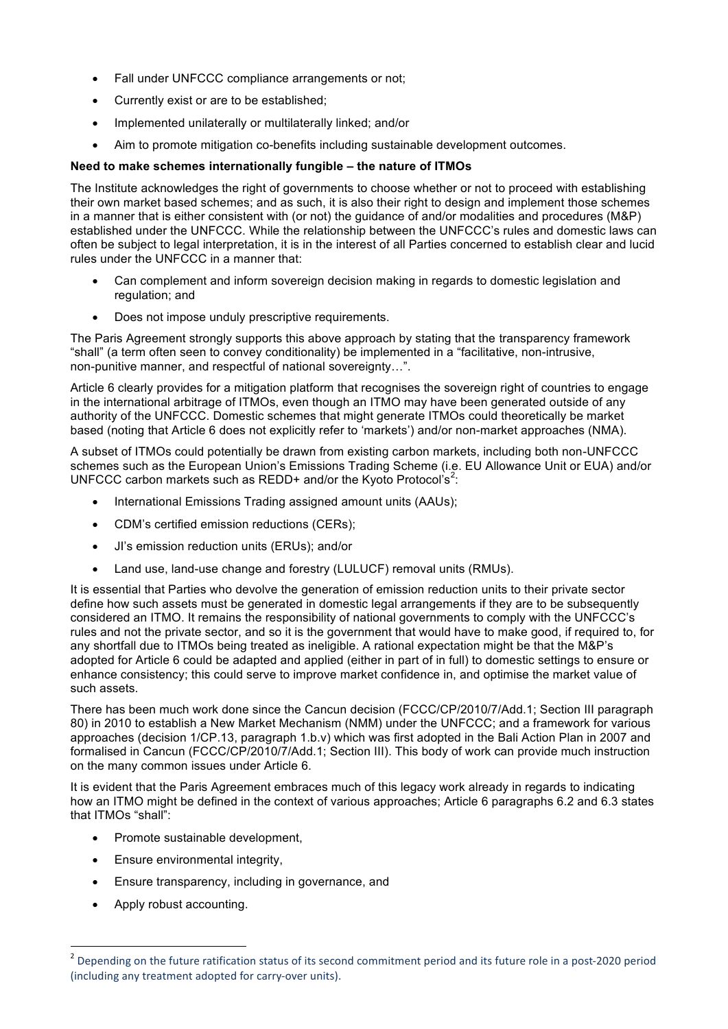- Fall under UNFCCC compliance arrangements or not;
- Currently exist or are to be established;
- Implemented unilaterally or multilaterally linked; and/or
- Aim to promote mitigation co-benefits including sustainable development outcomes.

**Need to make schemes internationally fungible – the nature of ITMOs**

The Institute acknowledges the right of governments to choose whether or not to proceed with establishing their own market based schemes; and as such, it is also their right to design and implement those schemes in a manner that is either consistent with (or not) the guidance of and/or modalities and procedures (M&P) established under the UNFCCC. While the relationship between the UNFCCC's rules and domestic laws can often be subject to legal interpretation, it is in the interest of all Parties concerned to establish clear and lucid rules under the UNFCCC in a manner that:

- Can complement and inform sovereign decision making in regards to domestic legislation and regulation; and
- Does not impose unduly prescriptive requirements.

The Paris Agreement strongly supports this above approach by stating that the transparency framework "shall" (a term often seen to convey conditionality) be implemented in a "facilitative, non-intrusive, non-punitive manner, and respectful of national sovereignty…".

Article 6 clearly provides for a mitigation platform that recognises the sovereign right of countries to engage in the international arbitrage of ITMOs, even though an ITMO may have been generated outside of any authority of the UNFCCC. Domestic schemes that might generate ITMOs could theoretically be market based (noting that Article 6 does not explicitly refer to 'markets') and/or non-market approaches (NMA).

A subset of ITMOs could potentially be drawn from existing carbon markets, including both non-UNFCCC schemes such as the European Union's Emissions Trading Scheme (i.e. EU Allowance Unit or EUA) and/or UNFCCC carbon markets such as REDD+ and/or the Kyoto Protocol's[2]:

- International Emissions Trading assigned amount units (AAUs);
- CDM's certified emission reductions (CERs);
- JI's emission reduction units (ERUs); and/or
- Land use, land-use change and forestry (LULUCF) removal units (RMUs).

It is essential that Parties who devolve the generation of emission reduction units to their private sector define how such assets must be generated in domestic legal arrangements if they are to be subsequently considered an ITMO. It remains the responsibility of national governments to comply with the UNFCCC's rules and not the private sector, and so it is the government that would have to make good, if required to, for any shortfall due to ITMOs being treated as ineligible. A rational expectation might be that the M&P's adopted for Article 6 could be adapted and applied (either in part of in full) to domestic settings to ensure or enhance consistency; this could serve to improve market confidence in, and optimise the market value of such assets.

There has been much work done since the Cancun decision (FCCC/CP/2010/7/Add.1; Section III paragraph 80) in 2010 to establish a New Market Mechanism (NMM) under the UNFCCC; and a framework for various approaches (decision 1/CP.13, paragraph 1.b.v) which was first adopted in the Bali Action Plan in 2007 and formalised in Cancun (FCCC/CP/2010/7/Add.1; Section III). This body of work can provide much instruction on the many common issues under Article 6.

It is evident that the Paris Agreement embraces much of this legacy work already in regards to indicating how an ITMO might be defined in the context of various approaches; Article 6 paragraphs 6.2 and 6.3 states that ITMOs "shall":

- Promote sustainable development,
- Ensure environmental integrity,
- Ensure transparency, including in governance, and
- Apply robust accounting.

[2] Depending on the future ratification status of its second commitment period and its future role in a post-2020 period (including any treatment adopted for carry-over units).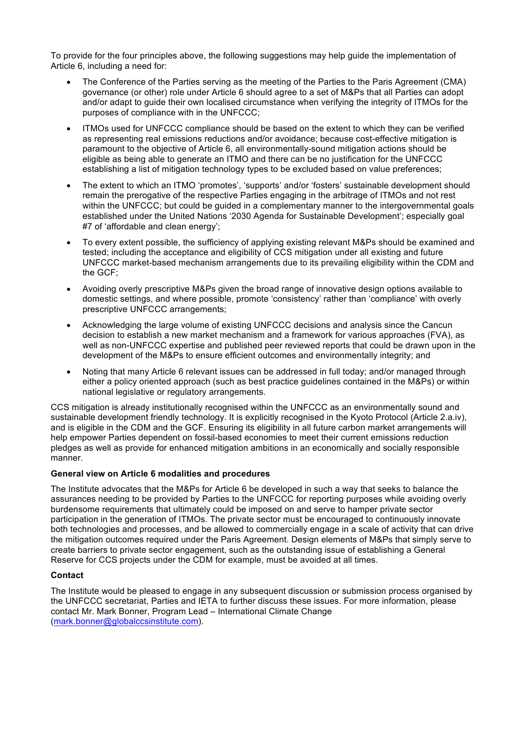To provide for the four principles above, the following suggestions may help guide the implementation of Article 6, including a need for:

- The Conference of the Parties serving as the meeting of the Parties to the Paris Agreement (CMA) governance (or other) role under Article 6 should agree to a set of M&Ps that all Parties can adopt and/or adapt to guide their own localised circumstance when verifying the integrity of ITMOs for the purposes of compliance with in the UNFCCC;
- ITMOs used for UNFCCC compliance should be based on the extent to which they can be verified as representing real emissions reductions and/or avoidance; because cost-effective mitigation is paramount to the objective of Article 6, all environmentally-sound mitigation actions should be eligible as being able to generate an ITMO and there can be no justification for the UNFCCC establishing a list of mitigation technology types to be excluded based on value preferences;
- The extent to which an ITMO 'promotes', 'supports' and/or 'fosters' sustainable development should remain the prerogative of the respective Parties engaging in the arbitrage of ITMOs and not rest within the UNFCCC; but could be guided in a complementary manner to the intergovernmental goals established under the United Nations '2030 Agenda for Sustainable Development'; especially goal #7 of 'affordable and clean energy';
- To every extent possible, the sufficiency of applying existing relevant M&Ps should be examined and tested; including the acceptance and eligibility of CCS mitigation under all existing and future UNFCCC market-based mechanism arrangements due to its prevailing eligibility within the CDM and the GCF;
- Avoiding overly prescriptive M&Ps given the broad range of innovative design options available to domestic settings, and where possible, promote 'consistency' rather than 'compliance' with overly prescriptive UNFCCC arrangements;
- Acknowledging the large volume of existing UNFCCC decisions and analysis since the Cancun decision to establish a new market mechanism and a framework for various approaches (FVA), as well as non-UNFCCC expertise and published peer reviewed reports that could be drawn upon in the development of the M&Ps to ensure efficient outcomes and environmentally integrity; and
- Noting that many Article 6 relevant issues can be addressed in full today; and/or managed through either a policy oriented approach (such as best practice guidelines contained in the M&Ps) or within national legislative or regulatory arrangements.

CCS mitigation is already institutionally recognised within the UNFCCC as an environmentally sound and sustainable development friendly technology. It is explicitly recognised in the Kyoto Protocol (Article 2.a.iv), and is eligible in the CDM and the GCF. Ensuring its eligibility in all future carbon market arrangements will help empower Parties dependent on fossil-based economies to meet their current emissions reduction pledges as well as provide for enhanced mitigation ambitions in an economically and socially responsible manner.

**General view on Article 6 modalities and procedures**

The Institute advocates that the M&Ps for Article 6 be developed in such a way that seeks to balance the assurances needing to be provided by Parties to the UNFCCC for reporting purposes while avoiding overly burdensome requirements that ultimately could be imposed on and serve to hamper private sector participation in the generation of ITMOs. The private sector must be encouraged to continuously innovate both technologies and processes, and be allowed to commercially engage in a scale of activity that can drive the mitigation outcomes required under the Paris Agreement. Design elements of M&Ps that simply serve to create barriers to private sector engagement, such as the outstanding issue of establishing a General Reserve for CCS projects under the CDM for example, must be avoided at all times.

**Contact**

The Institute would be pleased to engage in any subsequent discussion or submission process organised by the UNFCCC secretariat, Parties and IETA to further discuss these issues. For more information, please contact Mr. Mark Bonner, Program Lead – International Climate Change (mark.bonner@globalccsinstitute.com).